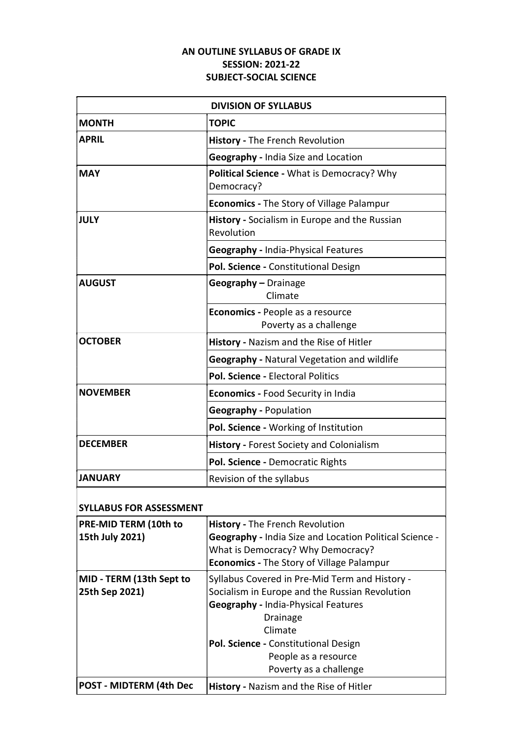**AN OUTLINE SYLLABUS OF GRADE IX**
**SESSION: 2021-22**
**SUBJECT-SOCIAL SCIENCE**

| DIVISION OF SYLLABUS | |
|---|---|
| **MONTH** | **TOPIC** |
| **APRIL** | **History -** The French Revolution |
| | **Geography -** India Size and Location |
| **MAY** | **Political Science -** What is Democracy? Why Democracy? |
| | **Economics -** The Story of Village Palampur |
| **JULY** | **History -** Socialism in Europe and the Russian Revolution |
| | **Geography -** India-Physical Features |
| | **Pol. Science -** Constitutional Design |
| **AUGUST** | **Geography –** Drainage<br>Climate |
| | **Economics -** People as a resource<br>Poverty as a challenge |
| **OCTOBER** | **History -** Nazism and the Rise of Hitler |
| | **Geography -** Natural Vegetation and wildlife |
| | **Pol. Science -** Electoral Politics |
| **NOVEMBER** | **Economics -** Food Security in India |
| | **Geography -** Population |
| | **Pol. Science -** Working of Institution |
| **DECEMBER** | **History -** Forest Society and Colonialism |
| | **Pol. Science -** Democratic Rights |
| **JANUARY** | Revision of the syllabus |

**SYLLABUS FOR ASSESSMENT**

| | |
|---|---|
| **PRE-MID TERM (10th to 15th July 2021)** | **History -** The French Revolution<br>**Geography -** India Size and Location Political Science - What is Democracy? Why Democracy?<br>**Economics -** The Story of Village Palampur |
| **MID - TERM (13th Sept to 25th Sep 2021)** | Syllabus Covered in Pre-Mid Term and History - Socialism in Europe and the Russian Revolution<br>**Geography -** India-Physical Features<br>Drainage<br>Climate<br>**Pol. Science -** Constitutional Design<br>People as a resource<br>Poverty as a challenge |
| **POST - MIDTERM (4th Dec** | **History -** Nazism and the Rise of Hitler |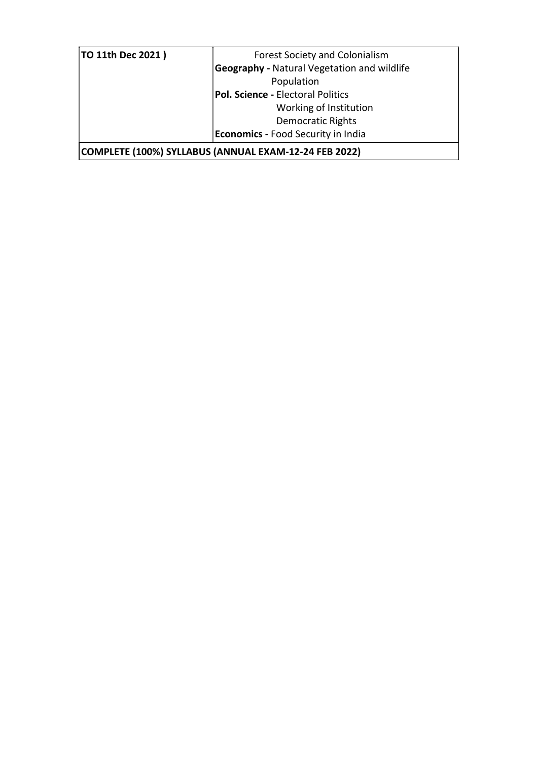| | |
|---|---|
| **TO 11th Dec 2021 )** | Forest Society and Colonialism<br>**Geography -** Natural Vegetation and wildlife<br>Population<br>**Pol. Science -** Electoral Politics<br>Working of Institution<br>Democratic Rights<br>**Economics -** Food Security in India |
| **COMPLETE (100%) SYLLABUS (ANNUAL EXAM-12-24 FEB 2022)** | |